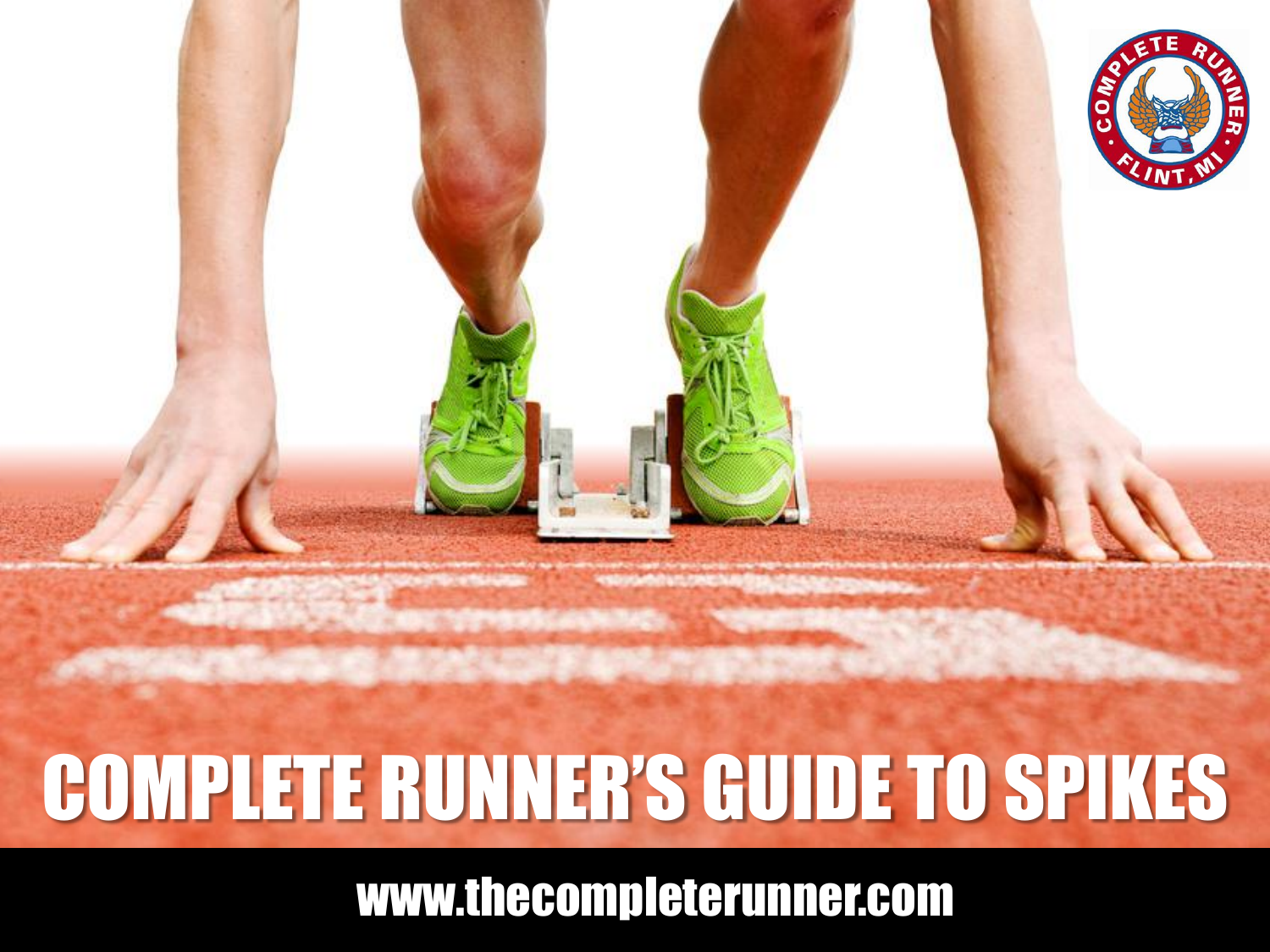# COMPLETE RUNNER'S GUIDE TO SPIKES

www.thecompleterunner.com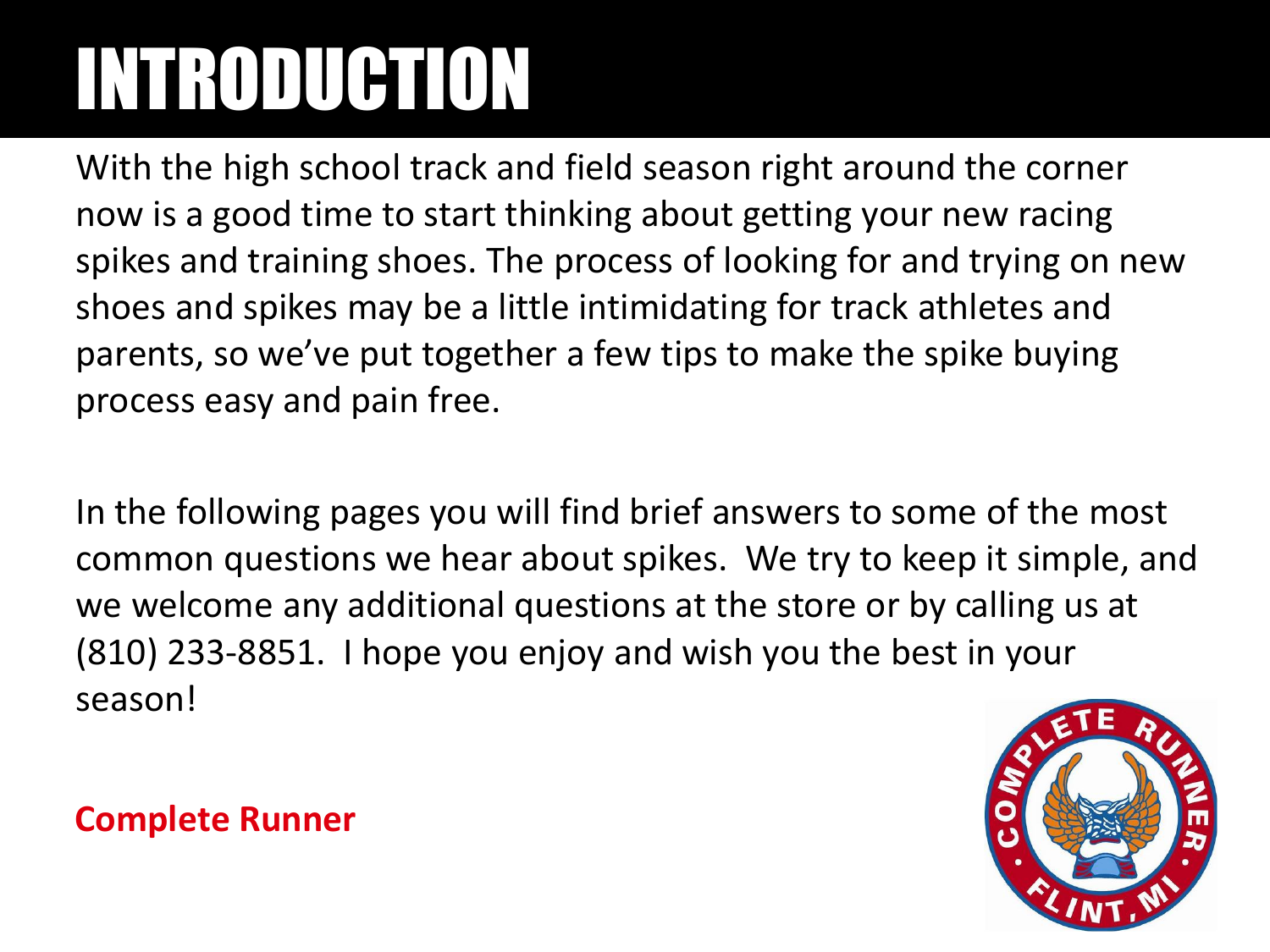# INTRODUCTION

With the high school track and field season right around the corner now is a good time to start thinking about getting your new racing spikes and training shoes. The process of looking for and trying on new shoes and spikes may be a little intimidating for track athletes and parents, so we've put together a few tips to make the spike buying process easy and pain free.

In the following pages you will find brief answers to some of the most common questions we hear about spikes. We try to keep it simple, and we welcome any additional questions at the store or by calling us at (810) 233-8851. I hope you enjoy and wish you the best in your season!

**Complete Runner**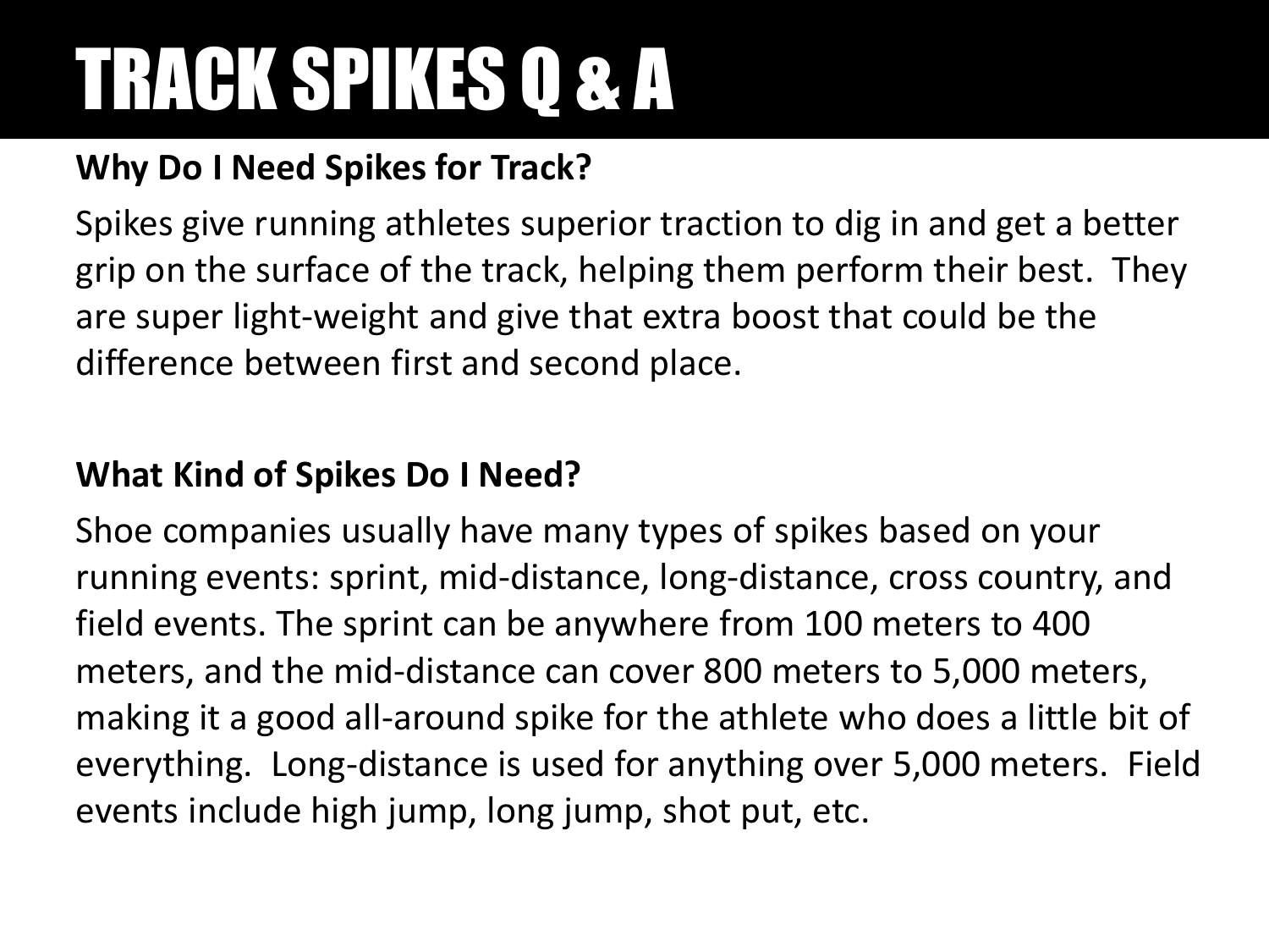# TRACK SPIKES Q & A

**Why Do I Need Spikes for Track?**

Spikes give running athletes superior traction to dig in and get a better grip on the surface of the track, helping them perform their best. They are super light-weight and give that extra boost that could be the difference between first and second place.

**What Kind of Spikes Do I Need?**

Shoe companies usually have many types of spikes based on your running events: sprint, mid-distance, long-distance, cross country, and field events. The sprint can be anywhere from 100 meters to 400 meters, and the mid-distance can cover 800 meters to 5,000 meters, making it a good all-around spike for the athlete who does a little bit of everything. Long-distance is used for anything over 5,000 meters. Field events include high jump, long jump, shot put, etc.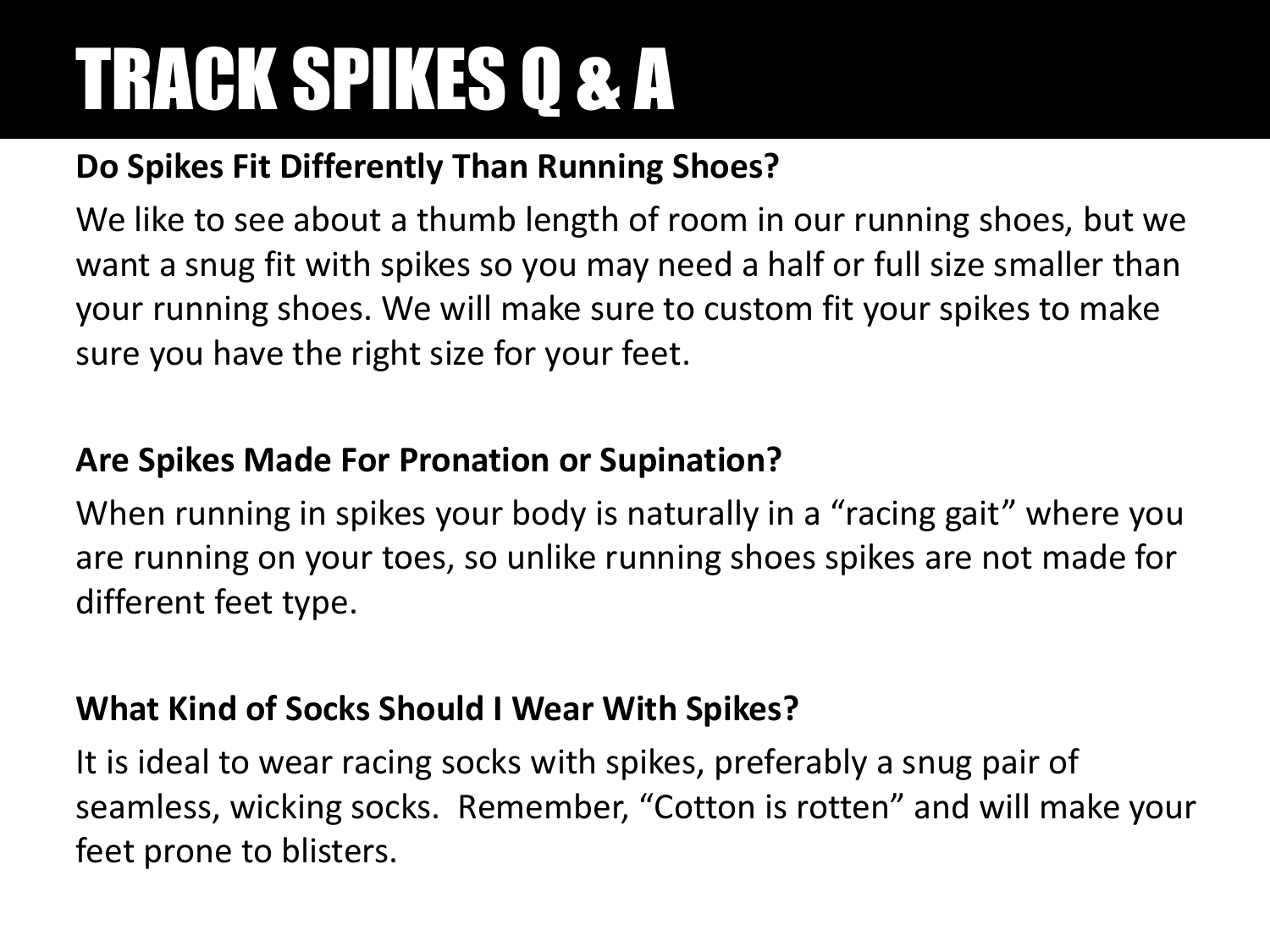# TRACK SPIKES Q & A

**Do Spikes Fit Differently Than Running Shoes?**

We like to see about a thumb length of room in our running shoes, but we want a snug fit with spikes so you may need a half or full size smaller than your running shoes. We will make sure to custom fit your spikes to make sure you have the right size for your feet.

**Are Spikes Made For Pronation or Supination?**

When running in spikes your body is naturally in a "racing gait" where you are running on your toes, so unlike running shoes spikes are not made for different feet type.

**What Kind of Socks Should I Wear With Spikes?**

It is ideal to wear racing socks with spikes, preferably a snug pair of seamless, wicking socks. Remember, "Cotton is rotten" and will make your feet prone to blisters.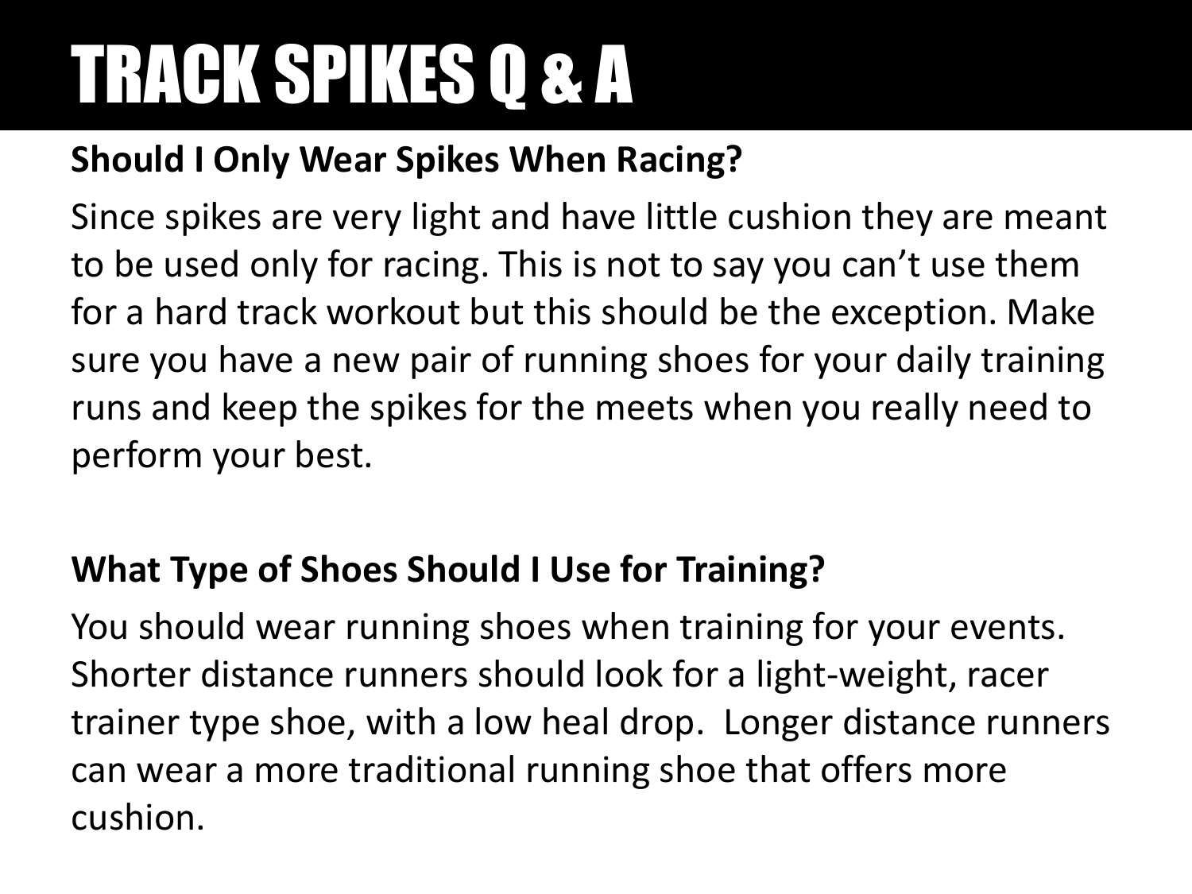# TRACK SPIKES Q & A

**Should I Only Wear Spikes When Racing?**

Since spikes are very light and have little cushion they are meant to be used only for racing. This is not to say you can't use them for a hard track workout but this should be the exception. Make sure you have a new pair of running shoes for your daily training runs and keep the spikes for the meets when you really need to perform your best.

**What Type of Shoes Should I Use for Training?**

You should wear running shoes when training for your events. Shorter distance runners should look for a light-weight, racer trainer type shoe, with a low heal drop. Longer distance runners can wear a more traditional running shoe that offers more cushion.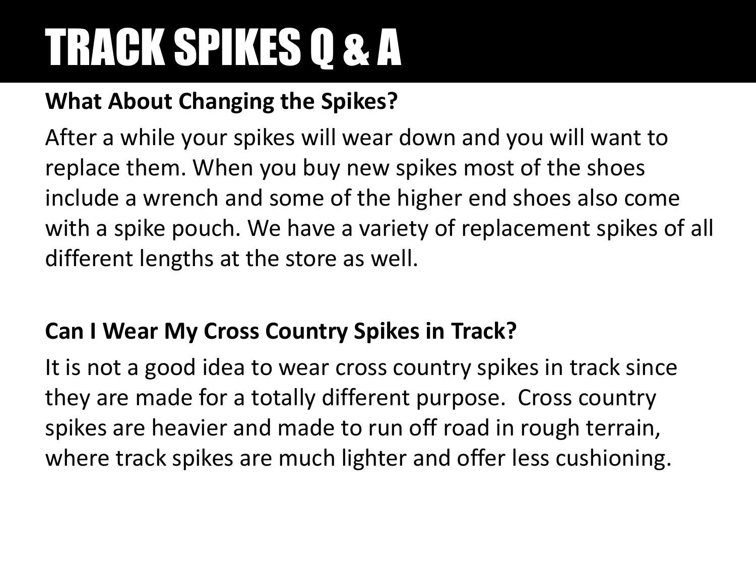# TRACK SPIKES Q & A

**What About Changing the Spikes?**

After a while your spikes will wear down and you will want to replace them. When you buy new spikes most of the shoes include a wrench and some of the higher end shoes also come with a spike pouch. We have a variety of replacement spikes of all different lengths at the store as well.

**Can I Wear My Cross Country Spikes in Track?**

It is not a good idea to wear cross country spikes in track since they are made for a totally different purpose. Cross country spikes are heavier and made to run off road in rough terrain, where track spikes are much lighter and offer less cushioning.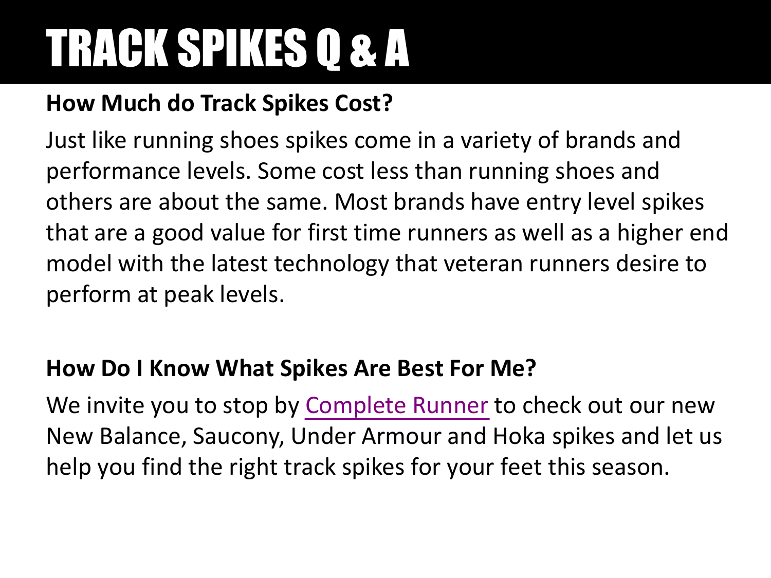# TRACK SPIKES Q & A

## How Much do Track Spikes Cost?

Just like running shoes spikes come in a variety of brands and performance levels. Some cost less than running shoes and others are about the same. Most brands have entry level spikes that are a good value for first time runners as well as a higher end model with the latest technology that veteran runners desire to perform at peak levels.

## How Do I Know What Spikes Are Best For Me?

We invite you to stop by Complete Runner to check out our new New Balance, Saucony, Under Armour and Hoka spikes and let us help you find the right track spikes for your feet this season.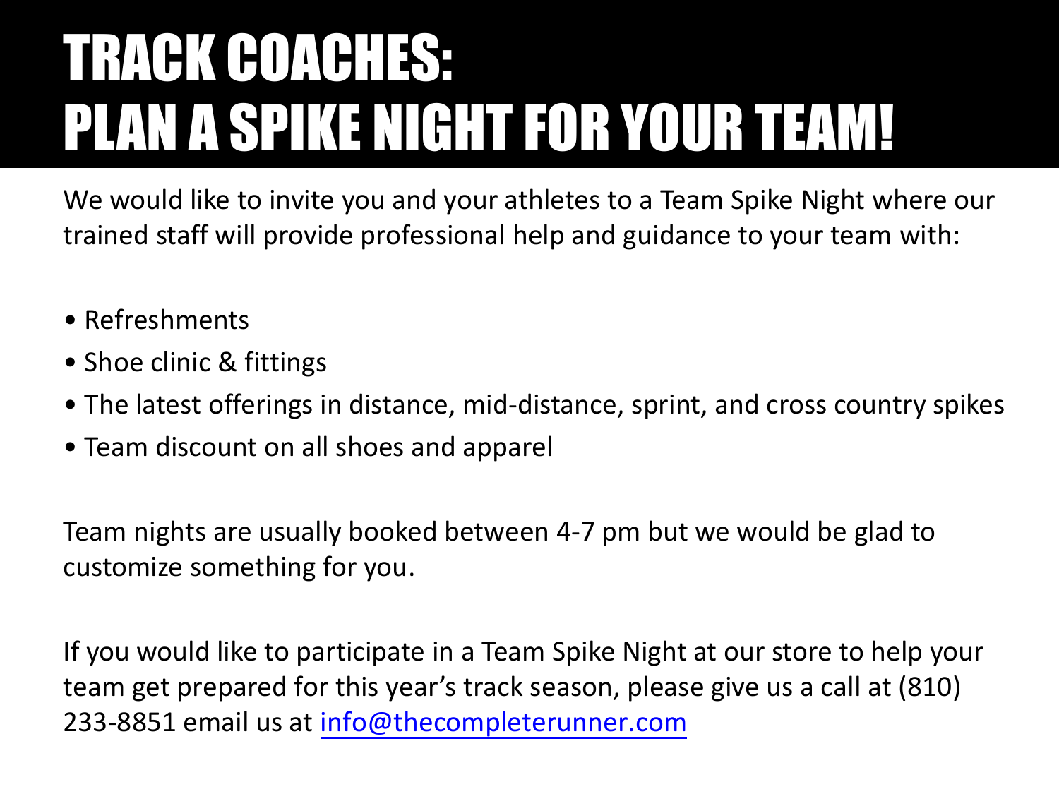# TRACK COACHES: PLAN A SPIKE NIGHT FOR YOUR TEAM!

We would like to invite you and your athletes to a Team Spike Night where our trained staff will provide professional help and guidance to your team with:

- Refreshments
- Shoe clinic & fittings
- The latest offerings in distance, mid-distance, sprint, and cross country spikes
- Team discount on all shoes and apparel

Team nights are usually booked between 4-7 pm but we would be glad to customize something for you.

If you would like to participate in a Team Spike Night at our store to help your team get prepared for this year's track season, please give us a call at (810) 233-8851 email us at info@thecompleterunner.com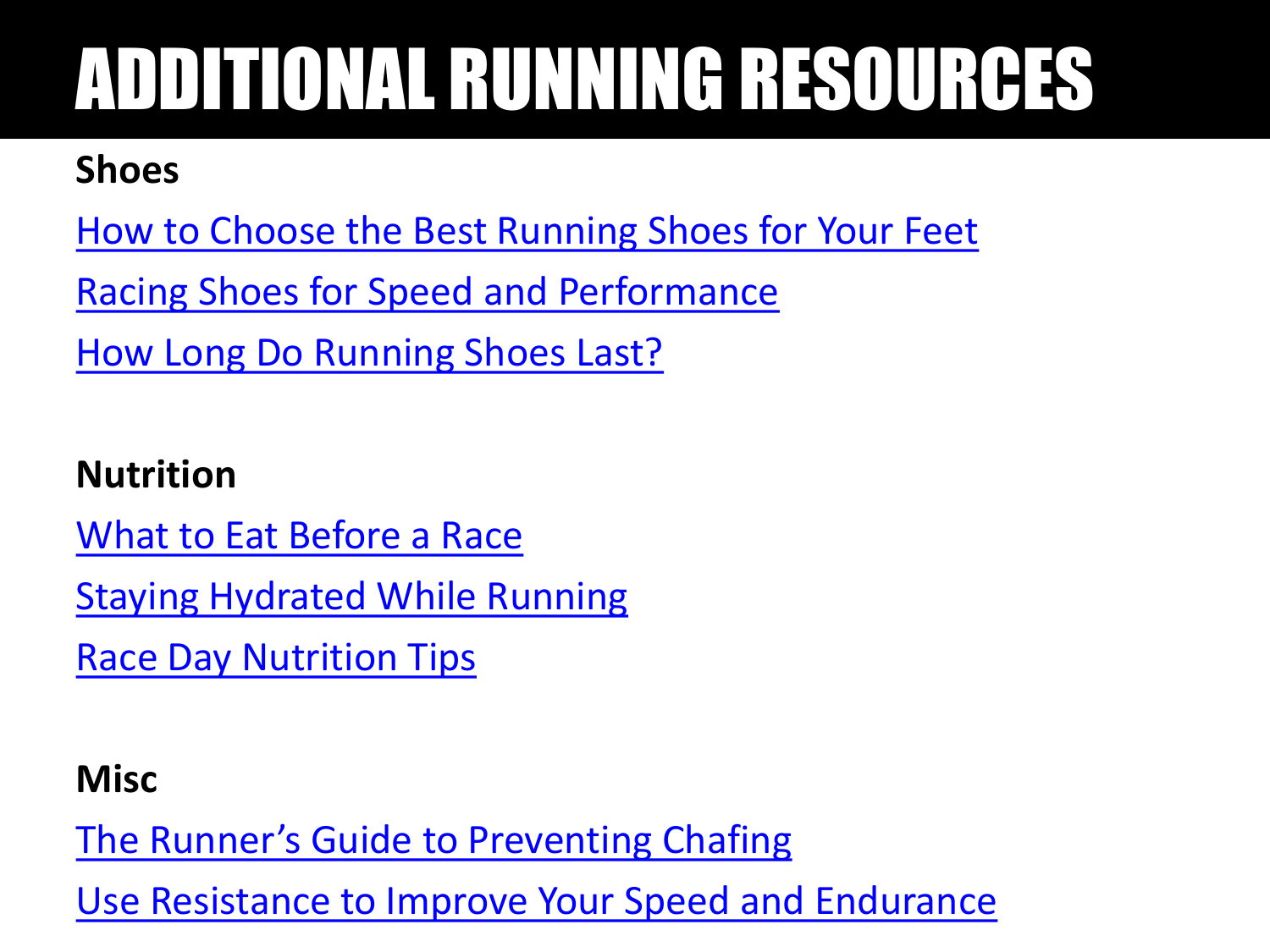# ADDITIONAL RUNNING RESOURCES

**Shoes**

How to Choose the Best Running Shoes for Your Feet

Racing Shoes for Speed and Performance

How Long Do Running Shoes Last?

**Nutrition**

What to Eat Before a Race

Staying Hydrated While Running

Race Day Nutrition Tips

**Misc**

The Runner's Guide to Preventing Chafing

Use Resistance to Improve Your Speed and Endurance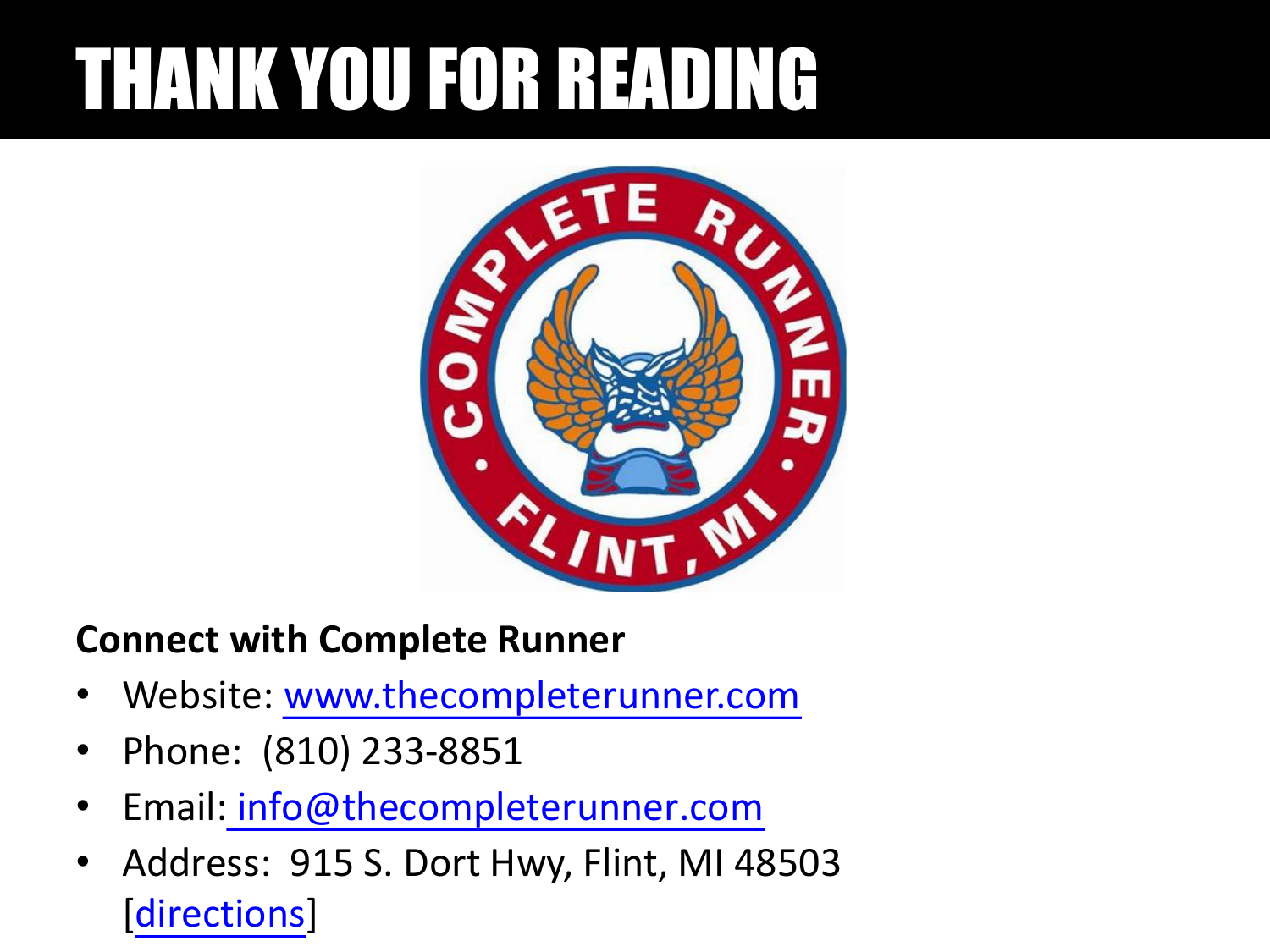# THANK YOU FOR READING

**Connect with Complete Runner**

- Website: www.thecompleterunner.com
- Phone: (810) 233-8851
- Email: info@thecompleterunner.com
- Address: 915 S. Dort Hwy, Flint, MI 48503 [directions]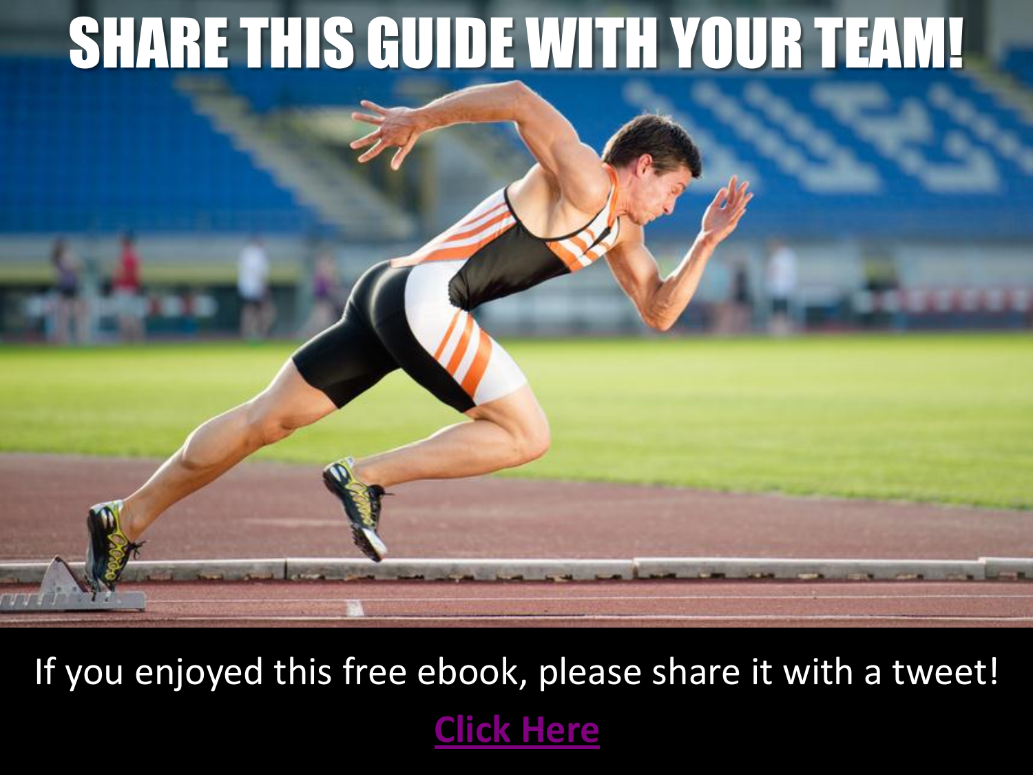# SHARE THIS GUIDE WITH YOUR TEAM!

If you enjoyed this free ebook, please share it with a tweet!

**Click Here**